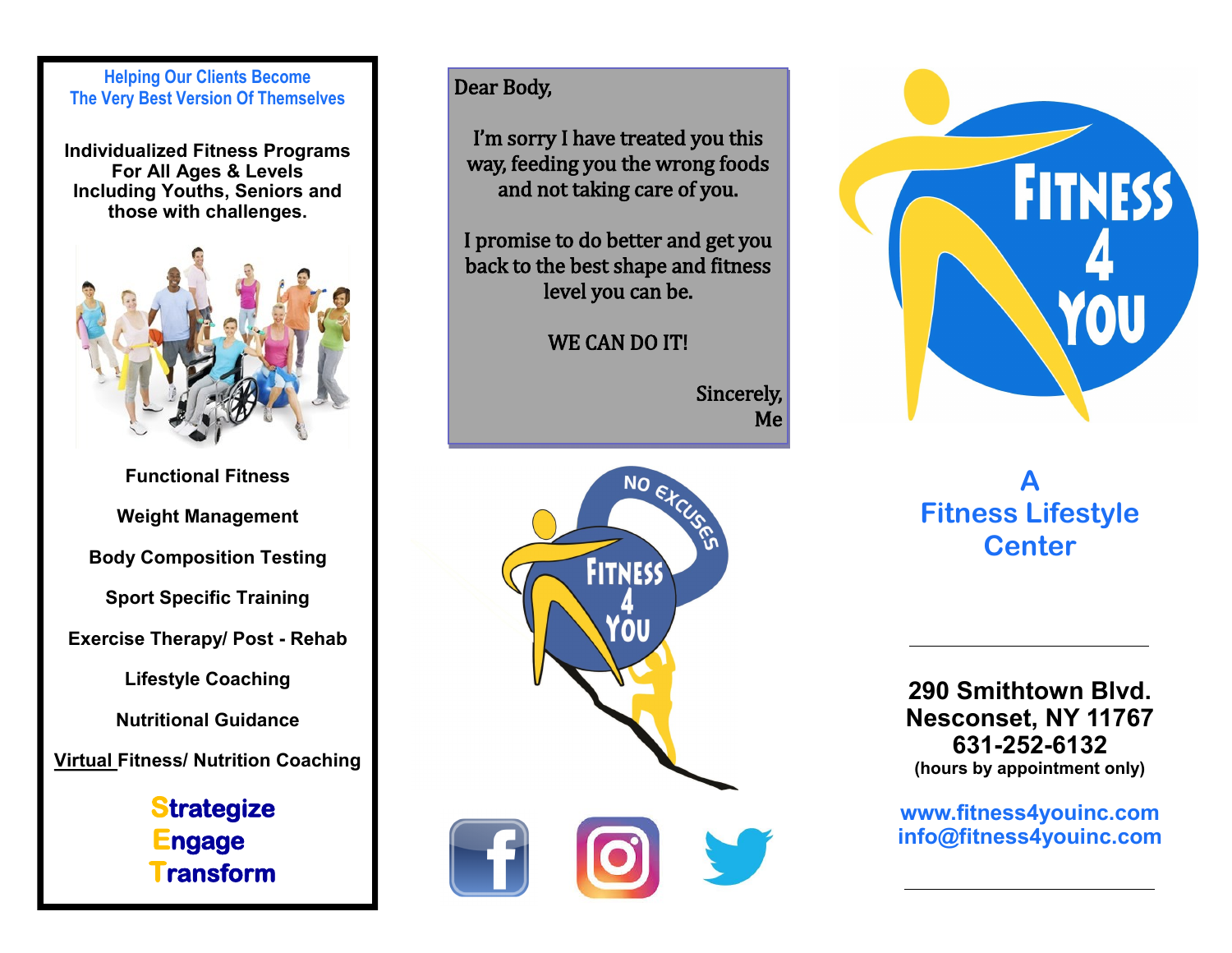## Helping Our Clients Become The Very Best Version Of Themselves

**Individualized Fitness Programs For All Ages & Levels Including Youths, Seniors and those with challenges.**

**Functional Fitness**

**Weight Management**

**Body Composition Testing**

**Sport Specific Training**

**Exercise Therapy/ Post - Rehab**

**Lifestyle Coaching**

**Nutritional Guidance**

**Virtual Fitness/ Nutrition Coaching**

**Strategize**
**Engage**
**Transform**

Dear Body,

I'm sorry I have treated you this way, feeding you the wrong foods and not taking care of you.

I promise to do better and get you back to the best shape and fitness level you can be.

WE CAN DO IT!

Sincerely,
Me

NO EXCUSES

FITNESS 4 YOU

# FITNESS 4 YOU

## A Fitness Lifestyle Center

---

**290 Smithtown Blvd.**
**Nesconset, NY 11767**
**631-252-6132**
**(hours by appointment only)**

www.fitness4youinc.com
info@fitness4youinc.com

---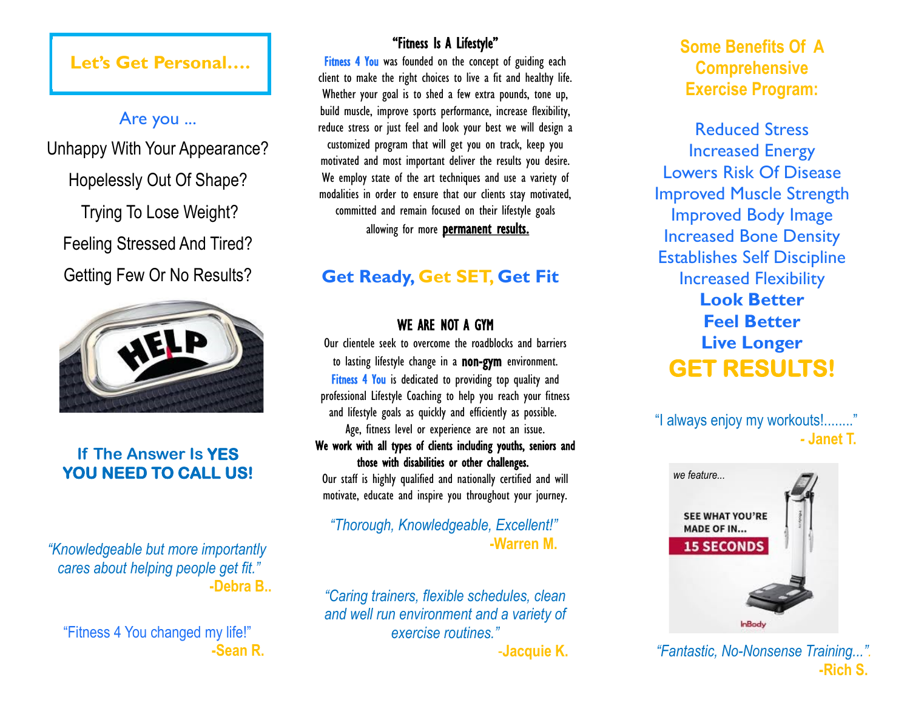## Let's Get Personal....

Are you ...

Unhappy With Your Appearance?

Hopelessly Out Of Shape?

Trying To Lose Weight?

Feeling Stressed And Tired?

Getting Few Or No Results?

**If The Answer Is YES**
**YOU NEED TO CALL US!**

*"Knowledgeable but more importantly cares about helping people get fit."*
**-Debra B..**

"Fitness 4 You changed my life!"
**-Sean R.**

## "Fitness Is A Lifestyle"

Fitness 4 You was founded on the concept of guiding each client to make the right choices to live a fit and healthy life. Whether your goal is to shed a few extra pounds, tone up, build muscle, improve sports performance, increase flexibility, reduce stress or just feel and look your best we will design a customized program that will get you on track, keep you motivated and most important deliver the results you desire. We employ state of the art techniques and use a variety of modalities in order to ensure that our clients stay motivated, committed and remain focused on their lifestyle goals allowing for more **permanent results.**

## Get Ready, Get SET, Get Fit

### WE ARE NOT A GYM

Our clientele seek to overcome the roadblocks and barriers to lasting lifestyle change in a **non-gym** environment. Fitness 4 You is dedicated to providing top quality and professional Lifestyle Coaching to help you reach your fitness and lifestyle goals as quickly and efficiently as possible. Age, fitness level or experience are not an issue.

**We work with all types of clients including youths, seniors and those with disabilities or other challenges.**

Our staff is highly qualified and nationally certified and will motivate, educate and inspire you throughout your journey.

*"Thorough, Knowledgeable, Excellent!"*
**-Warren M.**

*"Caring trainers, flexible schedules, clean and well run environment and a variety of exercise routines."*
**-Jacquie K.**

## Some Benefits Of A Comprehensive Exercise Program:

Reduced Stress
Increased Energy
Lowers Risk Of Disease
Improved Muscle Strength
Improved Body Image
Increased Bone Density
Establishes Self Discipline
Increased Flexibility
**Look Better**
**Feel Better**
**Live Longer**

## GET RESULTS!

"I always enjoy my workouts!........"
**- Janet T.**

*we feature...*

SEE WHAT YOU'RE MADE OF IN... 15 SECONDS

InBody

*"Fantastic, No-Nonsense Training...".*
**-Rich S.**